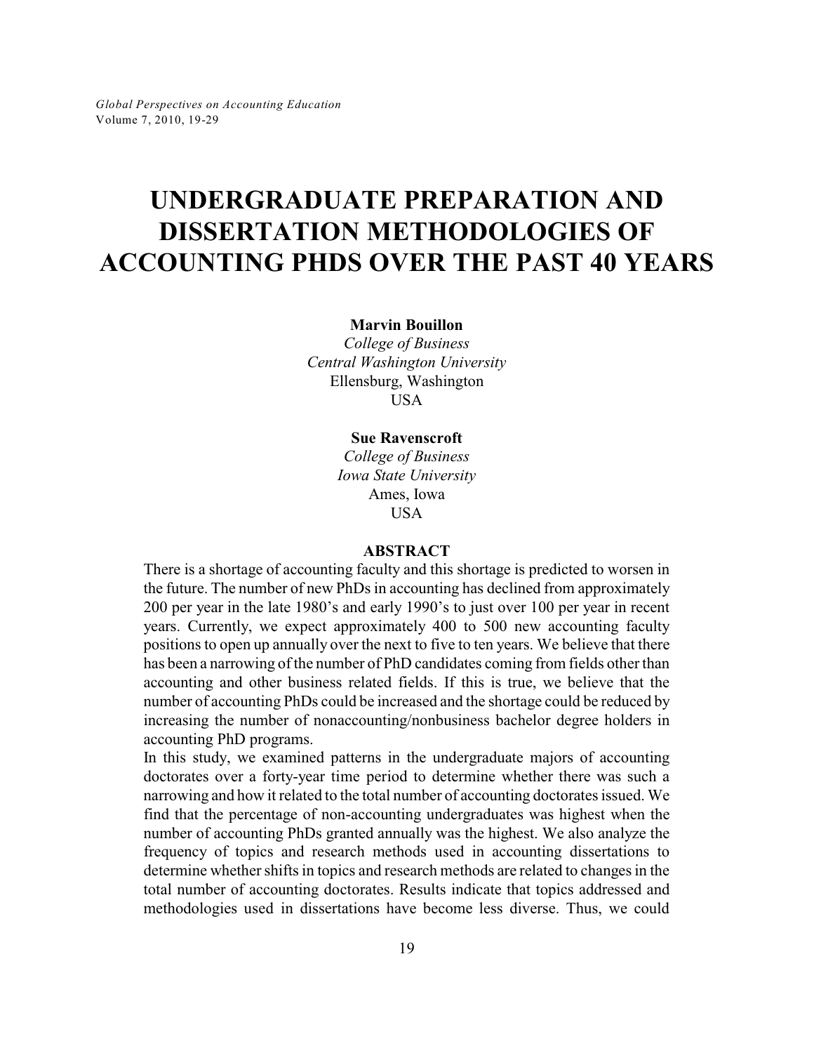# UNDERGRADUATE PREPARATION AND DISSERTATION METHODOLOGIES OF ACCOUNTING PHDS OVER THE PAST 40 YEARS

**Marvin Bouillon**
*College of Business*
*Central Washington University*
Ellensburg, Washington
USA

**Sue Ravenscroft**
*College of Business*
*Iowa State University*
Ames, Iowa
USA

## ABSTRACT

There is a shortage of accounting faculty and this shortage is predicted to worsen in the future. The number of new PhDs in accounting has declined from approximately 200 per year in the late 1980's and early 1990's to just over 100 per year in recent years. Currently, we expect approximately 400 to 500 new accounting faculty positions to open up annually over the next to five to ten years. We believe that there has been a narrowing of the number of PhD candidates coming from fields other than accounting and other business related fields. If this is true, we believe that the number of accounting PhDs could be increased and the shortage could be reduced by increasing the number of nonaccounting/nonbusiness bachelor degree holders in accounting PhD programs.

In this study, we examined patterns in the undergraduate majors of accounting doctorates over a forty-year time period to determine whether there was such a narrowing and how it related to the total number of accounting doctorates issued. We find that the percentage of non-accounting undergraduates was highest when the number of accounting PhDs granted annually was the highest. We also analyze the frequency of topics and research methods used in accounting dissertations to determine whether shifts in topics and research methods are related to changes in the total number of accounting doctorates. Results indicate that topics addressed and methodologies used in dissertations have become less diverse. Thus, we could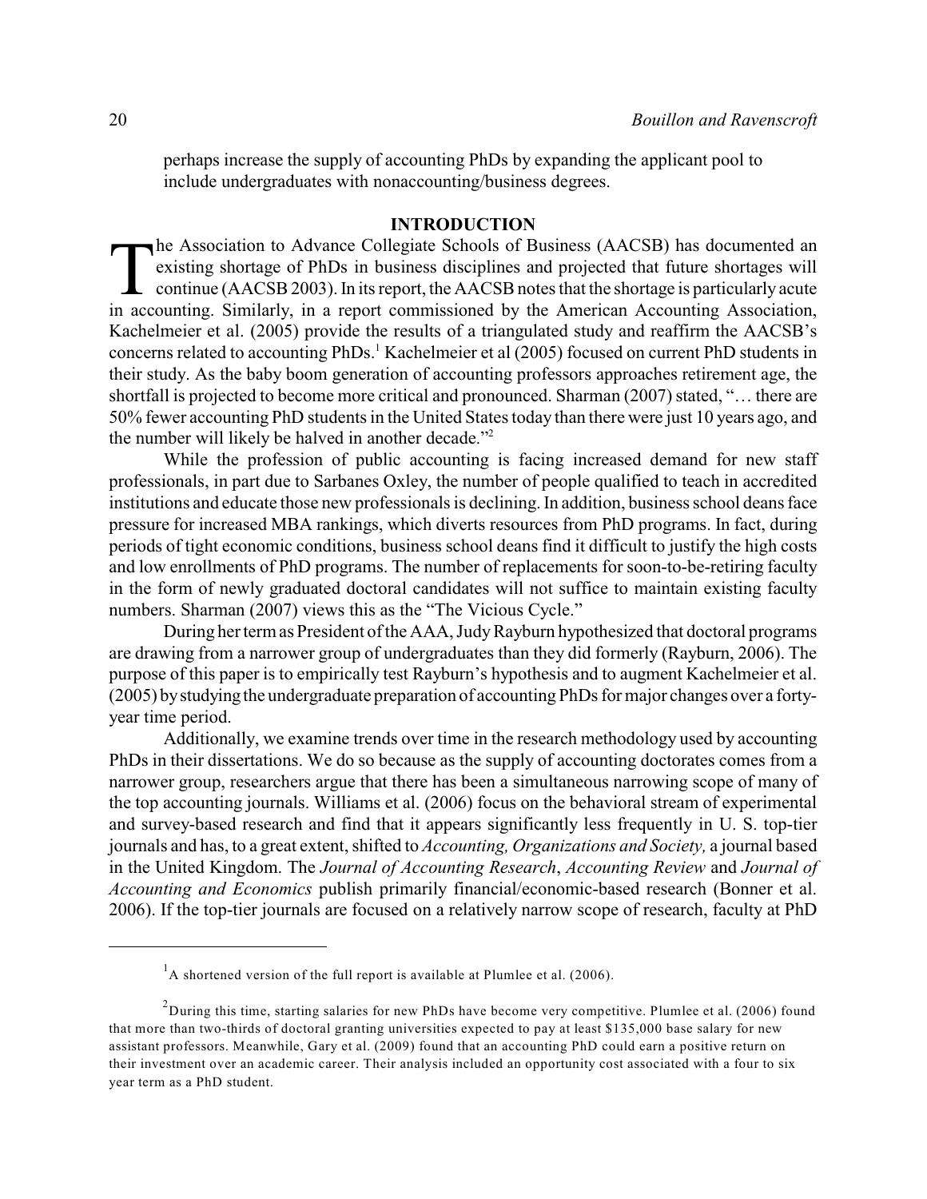perhaps increase the supply of accounting PhDs by expanding the applicant pool to include undergraduates with nonaccounting/business degrees.

## INTRODUCTION

The Association to Advance Collegiate Schools of Business (AACSB) has documented an existing shortage of PhDs in business disciplines and projected that future shortages will continue (AACSB 2003). In its report, the AACSB notes that the shortage is particularly acute in accounting. Similarly, in a report commissioned by the American Accounting Association, Kachelmeier et al. (2005) provide the results of a triangulated study and reaffirm the AACSB's concerns related to accounting PhDs.[1] Kachelmeier et al (2005) focused on current PhD students in their study. As the baby boom generation of accounting professors approaches retirement age, the shortfall is projected to become more critical and pronounced. Sharman (2007) stated, "… there are 50% fewer accounting PhD students in the United States today than there were just 10 years ago, and the number will likely be halved in another decade."[2]

While the profession of public accounting is facing increased demand for new staff professionals, in part due to Sarbanes Oxley, the number of people qualified to teach in accredited institutions and educate those new professionals is declining. In addition, business school deans face pressure for increased MBA rankings, which diverts resources from PhD programs. In fact, during periods of tight economic conditions, business school deans find it difficult to justify the high costs and low enrollments of PhD programs. The number of replacements for soon-to-be-retiring faculty in the form of newly graduated doctoral candidates will not suffice to maintain existing faculty numbers. Sharman (2007) views this as the "The Vicious Cycle."

During her term as President of the AAA, Judy Rayburn hypothesized that doctoral programs are drawing from a narrower group of undergraduates than they did formerly (Rayburn, 2006). The purpose of this paper is to empirically test Rayburn's hypothesis and to augment Kachelmeier et al. (2005) by studying the undergraduate preparation of accounting PhDs for major changes over a forty-year time period.

Additionally, we examine trends over time in the research methodology used by accounting PhDs in their dissertations. We do so because as the supply of accounting doctorates comes from a narrower group, researchers argue that there has been a simultaneous narrowing scope of many of the top accounting journals. Williams et al. (2006) focus on the behavioral stream of experimental and survey-based research and find that it appears significantly less frequently in U. S. top-tier journals and has, to a great extent, shifted to *Accounting, Organizations and Society,* a journal based in the United Kingdom. The *Journal of Accounting Research*, *Accounting Review* and *Journal of Accounting and Economics* publish primarily financial/economic-based research (Bonner et al. 2006). If the top-tier journals are focused on a relatively narrow scope of research, faculty at PhD

---

[1] A shortened version of the full report is available at Plumlee et al. (2006).

[2] During this time, starting salaries for new PhDs have become very competitive. Plumlee et al. (2006) found that more than two-thirds of doctoral granting universities expected to pay at least $135,000 base salary for new assistant professors. Meanwhile, Gary et al. (2009) found that an accounting PhD could earn a positive return on their investment over an academic career. Their analysis included an opportunity cost associated with a four to six year term as a PhD student.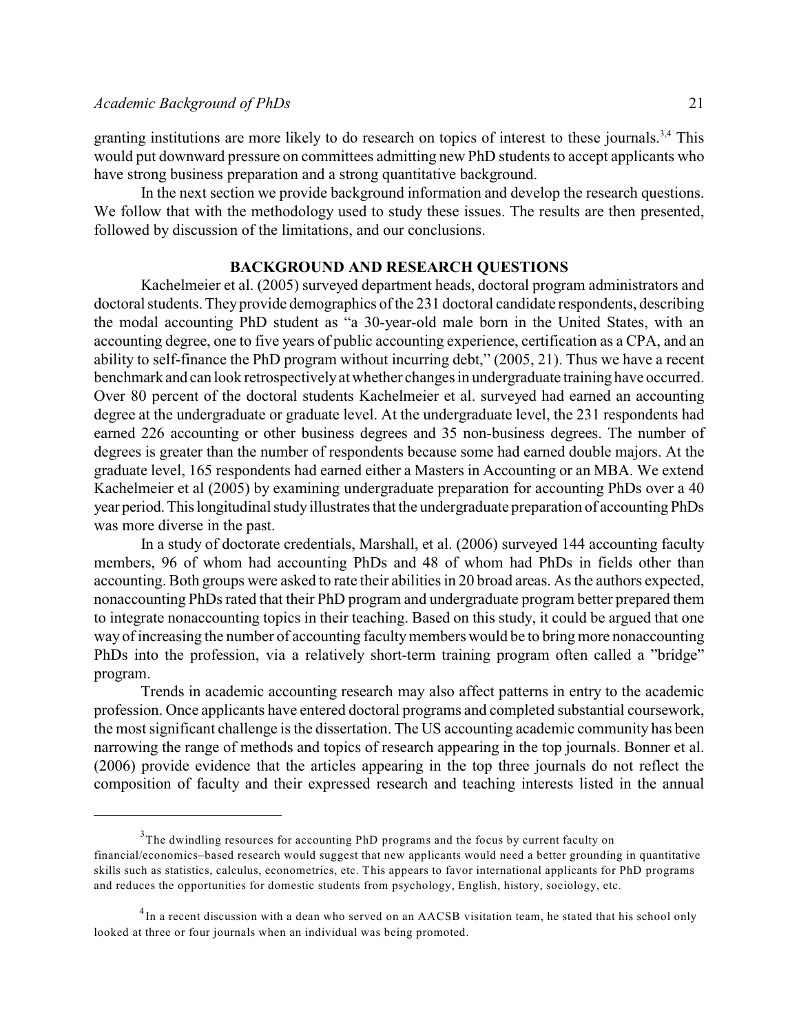granting institutions are more likely to do research on topics of interest to these journals.[3,4] This would put downward pressure on committees admitting new PhD students to accept applicants who have strong business preparation and a strong quantitative background.

In the next section we provide background information and develop the research questions. We follow that with the methodology used to study these issues. The results are then presented, followed by discussion of the limitations, and our conclusions.

## BACKGROUND AND RESEARCH QUESTIONS

Kachelmeier et al. (2005) surveyed department heads, doctoral program administrators and doctoral students. They provide demographics of the 231 doctoral candidate respondents, describing the modal accounting PhD student as "a 30-year-old male born in the United States, with an accounting degree, one to five years of public accounting experience, certification as a CPA, and an ability to self-finance the PhD program without incurring debt," (2005, 21). Thus we have a recent benchmark and can look retrospectively at whether changes in undergraduate training have occurred. Over 80 percent of the doctoral students Kachelmeier et al. surveyed had earned an accounting degree at the undergraduate or graduate level. At the undergraduate level, the 231 respondents had earned 226 accounting or other business degrees and 35 non-business degrees. The number of degrees is greater than the number of respondents because some had earned double majors. At the graduate level, 165 respondents had earned either a Masters in Accounting or an MBA. We extend Kachelmeier et al (2005) by examining undergraduate preparation for accounting PhDs over a 40 year period. This longitudinal study illustrates that the undergraduate preparation of accounting PhDs was more diverse in the past.

In a study of doctorate credentials, Marshall, et al. (2006) surveyed 144 accounting faculty members, 96 of whom had accounting PhDs and 48 of whom had PhDs in fields other than accounting. Both groups were asked to rate their abilities in 20 broad areas. As the authors expected, nonaccounting PhDs rated that their PhD program and undergraduate program better prepared them to integrate nonaccounting topics in their teaching. Based on this study, it could be argued that one way of increasing the number of accounting faculty members would be to bring more nonaccounting PhDs into the profession, via a relatively short-term training program often called a "bridge" program.

Trends in academic accounting research may also affect patterns in entry to the academic profession. Once applicants have entered doctoral programs and completed substantial coursework, the most significant challenge is the dissertation. The US accounting academic community has been narrowing the range of methods and topics of research appearing in the top journals. Bonner et al. (2006) provide evidence that the articles appearing in the top three journals do not reflect the composition of faculty and their expressed research and teaching interests listed in the annual

---

[3] The dwindling resources for accounting PhD programs and the focus by current faculty on financial/economics–based research would suggest that new applicants would need a better grounding in quantitative skills such as statistics, calculus, econometrics, etc. This appears to favor international applicants for PhD programs and reduces the opportunities for domestic students from psychology, English, history, sociology, etc.

[4] In a recent discussion with a dean who served on an AACSB visitation team, he stated that his school only looked at three or four journals when an individual was being promoted.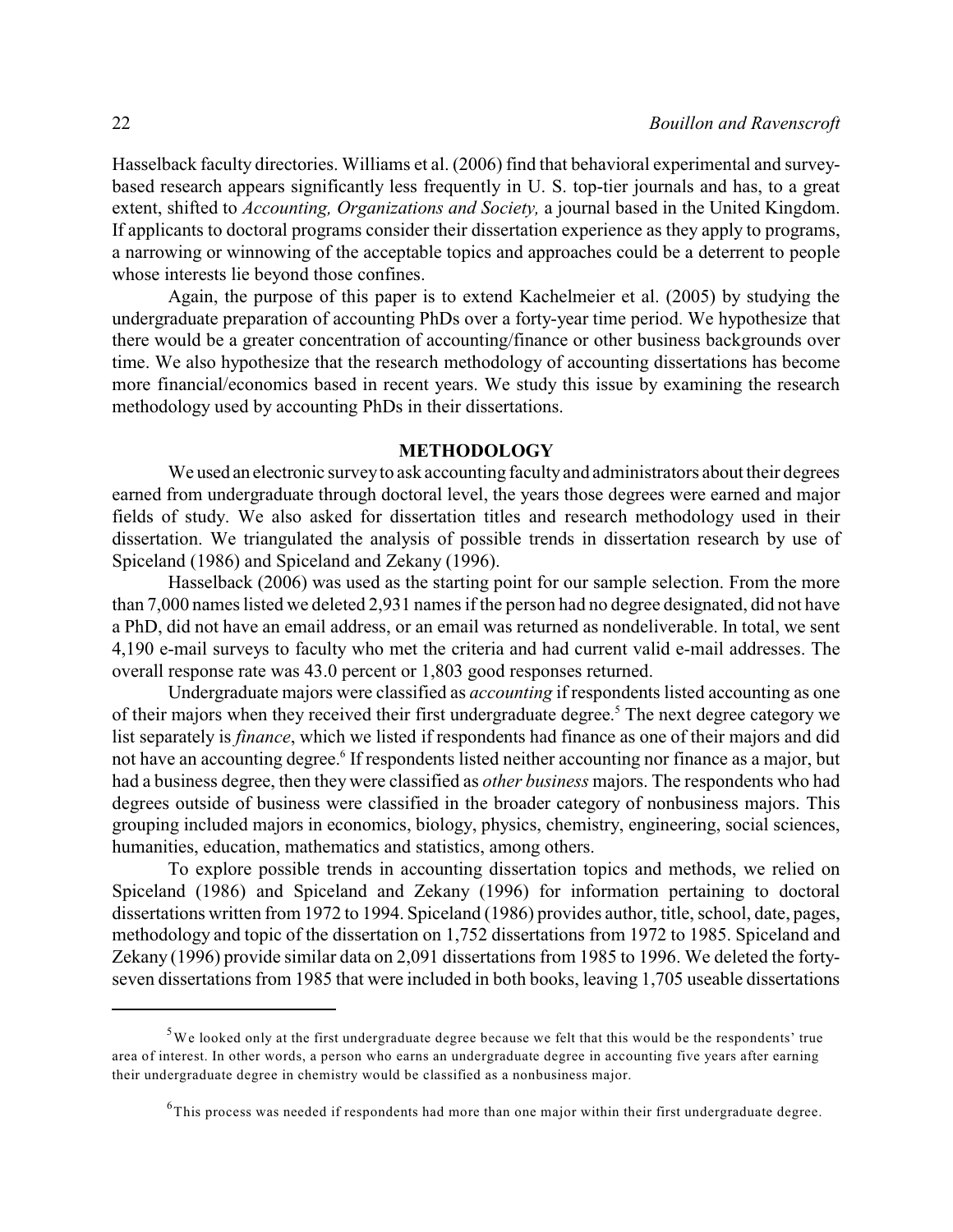Hasselback faculty directories. Williams et al. (2006) find that behavioral experimental and survey-based research appears significantly less frequently in U. S. top-tier journals and has, to a great extent, shifted to *Accounting, Organizations and Society,* a journal based in the United Kingdom. If applicants to doctoral programs consider their dissertation experience as they apply to programs, a narrowing or winnowing of the acceptable topics and approaches could be a deterrent to people whose interests lie beyond those confines.

Again, the purpose of this paper is to extend Kachelmeier et al. (2005) by studying the undergraduate preparation of accounting PhDs over a forty-year time period. We hypothesize that there would be a greater concentration of accounting/finance or other business backgrounds over time. We also hypothesize that the research methodology of accounting dissertations has become more financial/economics based in recent years. We study this issue by examining the research methodology used by accounting PhDs in their dissertations.

## METHODOLOGY

We used an electronic survey to ask accounting faculty and administrators about their degrees earned from undergraduate through doctoral level, the years those degrees were earned and major fields of study. We also asked for dissertation titles and research methodology used in their dissertation. We triangulated the analysis of possible trends in dissertation research by use of Spiceland (1986) and Spiceland and Zekany (1996).

Hasselback (2006) was used as the starting point for our sample selection. From the more than 7,000 names listed we deleted 2,931 names if the person had no degree designated, did not have a PhD, did not have an email address, or an email was returned as nondeliverable. In total, we sent 4,190 e-mail surveys to faculty who met the criteria and had current valid e-mail addresses. The overall response rate was 43.0 percent or 1,803 good responses returned.

Undergraduate majors were classified as *accounting* if respondents listed accounting as one of their majors when they received their first undergraduate degree.[5] The next degree category we list separately is *finance*, which we listed if respondents had finance as one of their majors and did not have an accounting degree.[6] If respondents listed neither accounting nor finance as a major, but had a business degree, then they were classified as *other business* majors. The respondents who had degrees outside of business were classified in the broader category of nonbusiness majors. This grouping included majors in economics, biology, physics, chemistry, engineering, social sciences, humanities, education, mathematics and statistics, among others.

To explore possible trends in accounting dissertation topics and methods, we relied on Spiceland (1986) and Spiceland and Zekany (1996) for information pertaining to doctoral dissertations written from 1972 to 1994. Spiceland (1986) provides author, title, school, date, pages, methodology and topic of the dissertation on 1,752 dissertations from 1972 to 1985. Spiceland and Zekany (1996) provide similar data on 2,091 dissertations from 1985 to 1996. We deleted the forty-seven dissertations from 1985 that were included in both books, leaving 1,705 useable dissertations

---

[5] We looked only at the first undergraduate degree because we felt that this would be the respondents' true area of interest. In other words, a person who earns an undergraduate degree in accounting five years after earning their undergraduate degree in chemistry would be classified as a nonbusiness major.

[6] This process was needed if respondents had more than one major within their first undergraduate degree.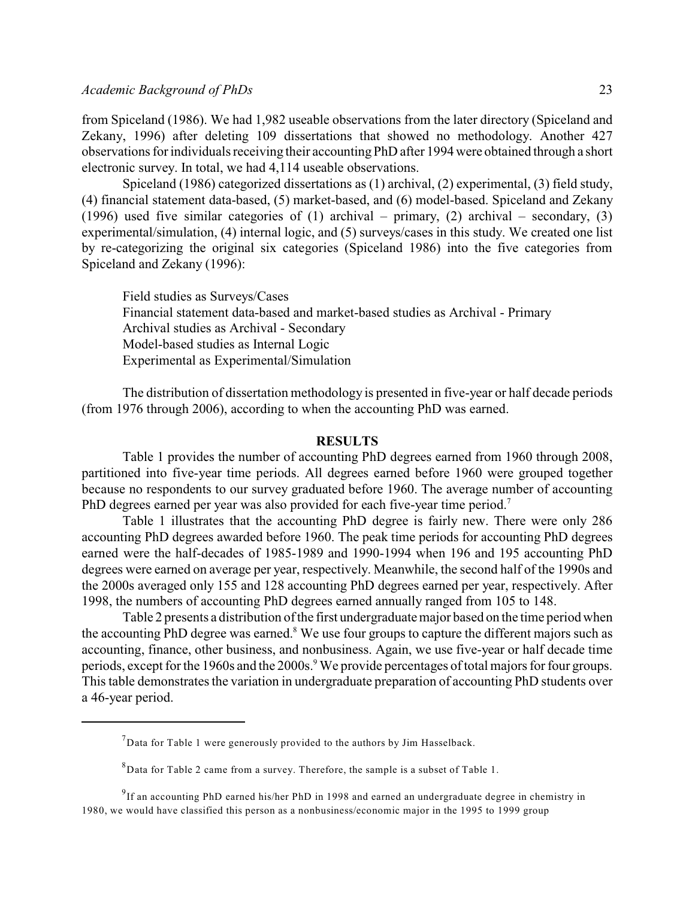from Spiceland (1986). We had 1,982 useable observations from the later directory (Spiceland and Zekany, 1996) after deleting 109 dissertations that showed no methodology. Another 427 observations for individuals receiving their accounting PhD after 1994 were obtained through a short electronic survey. In total, we had 4,114 useable observations.

Spiceland (1986) categorized dissertations as (1) archival, (2) experimental, (3) field study, (4) financial statement data-based, (5) market-based, and (6) model-based. Spiceland and Zekany (1996) used five similar categories of (1) archival – primary, (2) archival – secondary, (3) experimental/simulation, (4) internal logic, and (5) surveys/cases in this study. We created one list by re-categorizing the original six categories (Spiceland 1986) into the five categories from Spiceland and Zekany (1996):

> Field studies as Surveys/Cases
> Financial statement data-based and market-based studies as Archival - Primary
> Archival studies as Archival - Secondary
> Model-based studies as Internal Logic
> Experimental as Experimental/Simulation

The distribution of dissertation methodology is presented in five-year or half decade periods (from 1976 through 2006), according to when the accounting PhD was earned.

## RESULTS

Table 1 provides the number of accounting PhD degrees earned from 1960 through 2008, partitioned into five-year time periods. All degrees earned before 1960 were grouped together because no respondents to our survey graduated before 1960. The average number of accounting PhD degrees earned per year was also provided for each five-year time period.[7]

Table 1 illustrates that the accounting PhD degree is fairly new. There were only 286 accounting PhD degrees awarded before 1960. The peak time periods for accounting PhD degrees earned were the half-decades of 1985-1989 and 1990-1994 when 196 and 195 accounting PhD degrees were earned on average per year, respectively. Meanwhile, the second half of the 1990s and the 2000s averaged only 155 and 128 accounting PhD degrees earned per year, respectively. After 1998, the numbers of accounting PhD degrees earned annually ranged from 105 to 148.

Table 2 presents a distribution of the first undergraduate major based on the time period when the accounting PhD degree was earned.[8] We use four groups to capture the different majors such as accounting, finance, other business, and nonbusiness. Again, we use five-year or half decade time periods, except for the 1960s and the 2000s.[9] We provide percentages of total majors for four groups. This table demonstrates the variation in undergraduate preparation of accounting PhD students over a 46-year period.

---

[7] Data for Table 1 were generously provided to the authors by Jim Hasselback.

[8] Data for Table 2 came from a survey. Therefore, the sample is a subset of Table 1.

[9] If an accounting PhD earned his/her PhD in 1998 and earned an undergraduate degree in chemistry in 1980, we would have classified this person as a nonbusiness/economic major in the 1995 to 1999 group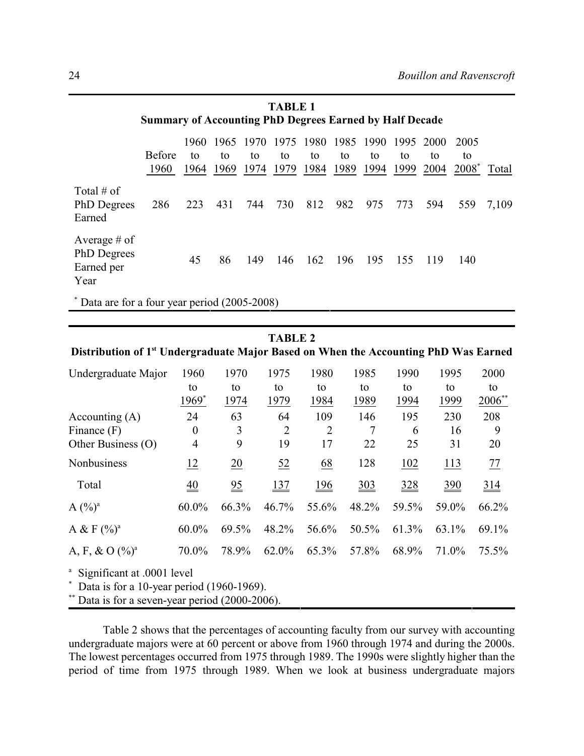**TABLE 1**
**Summary of Accounting PhD Degrees Earned by Half Decade**

| | Before 1960 | 1960 to 1964 | 1965 to 1969 | 1970 to 1974 | 1975 to 1979 | 1980 to 1984 | 1985 to 1989 | 1990 to 1994 | 1995 to 1999 | 2000 to 2004 | 2005 to 2008* | Total |
|---|---|---|---|---|---|---|---|---|---|---|---|---|
| Total # of PhD Degrees Earned | 286 | 223 | 431 | 744 | 730 | 812 | 982 | 975 | 773 | 594 | 559 | 7,109 |
| Average # of PhD Degrees Earned per Year | | 45 | 86 | 149 | 146 | 162 | 196 | 195 | 155 | 119 | 140 | |

\* Data are for a four year period (2005-2008)

**TABLE 2**
**Distribution of 1st Undergraduate Major Based on When the Accounting PhD Was Earned**

| Undergraduate Major | 1960 to 1969* | 1970 to 1974 | 1975 to 1979 | 1980 to 1984 | 1985 to 1989 | 1990 to 1994 | 1995 to 1999 | 2000 to 2006** |
|---|---|---|---|---|---|---|---|---|
| Accounting (A) | 24 | 63 | 64 | 109 | 146 | 195 | 230 | 208 |
| Finance (F) | 0 | 3 | 2 | 2 | 7 | 6 | 16 | 9 |
| Other Business (O) | 4 | 9 | 19 | 17 | 22 | 25 | 31 | 20 |
| Nonbusiness | 12 | 20 | 52 | 68 | 128 | 102 | 113 | 77 |
| Total | 40 | 95 | 137 | 196 | 303 | 328 | 390 | 314 |
| A (%)[a] | 60.0% | 66.3% | 46.7% | 55.6% | 48.2% | 59.5% | 59.0% | 66.2% |
| A & F (%)[a] | 60.0% | 69.5% | 48.2% | 56.6% | 50.5% | 61.3% | 63.1% | 69.1% |
| A, F, & O (%)[a] | 70.0% | 78.9% | 62.0% | 65.3% | 57.8% | 68.9% | 71.0% | 75.5% |

[a] Significant at .0001 level
\* Data is for a 10-year period (1960-1969).
\*\* Data is for a seven-year period (2000-2006).

Table 2 shows that the percentages of accounting faculty from our survey with accounting undergraduate majors were at 60 percent or above from 1960 through 1974 and during the 2000s. The lowest percentages occurred from 1975 through 1989. The 1990s were slightly higher than the period of time from 1975 through 1989. When we look at business undergraduate majors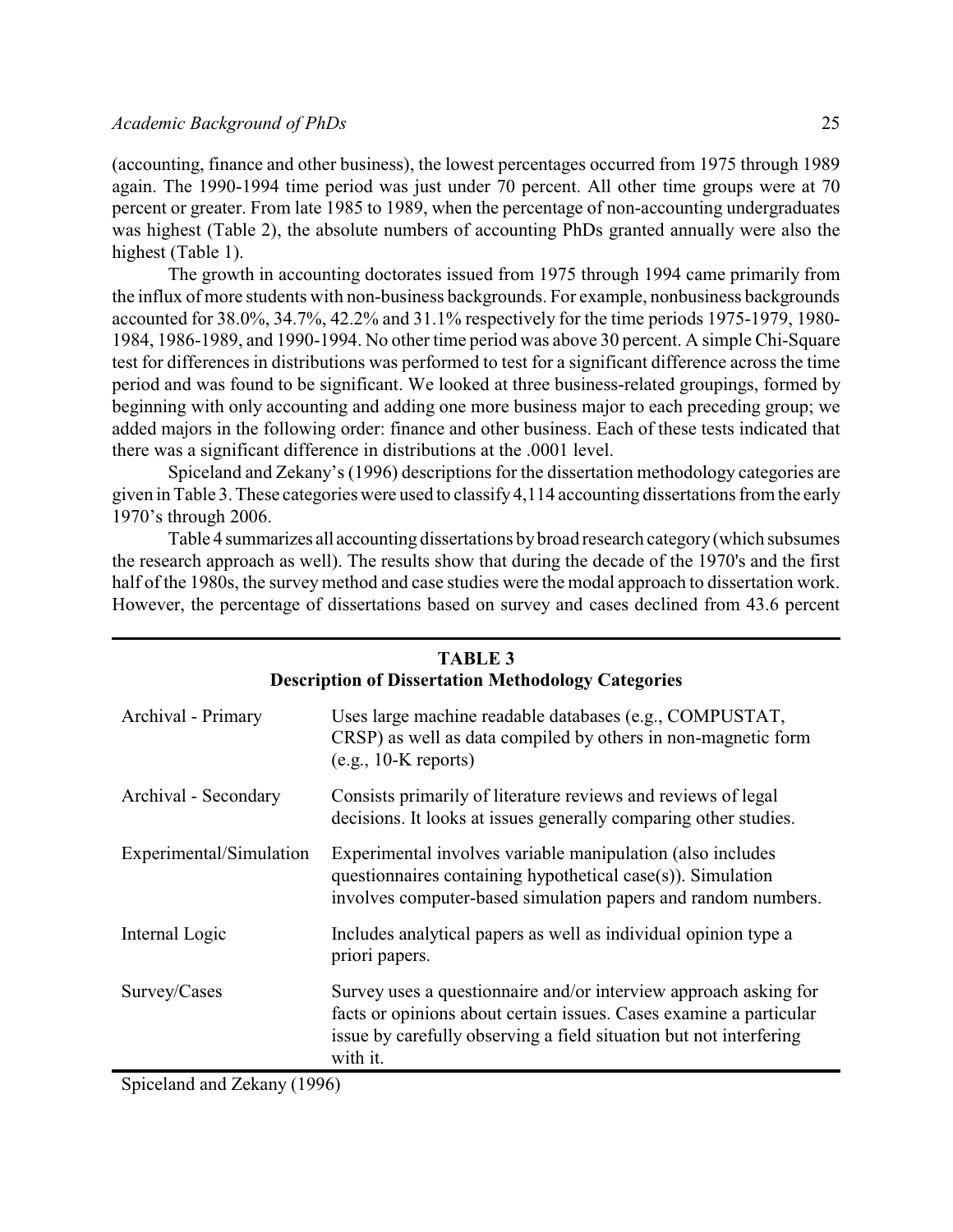(accounting, finance and other business), the lowest percentages occurred from 1975 through 1989 again. The 1990-1994 time period was just under 70 percent. All other time groups were at 70 percent or greater. From late 1985 to 1989, when the percentage of non-accounting undergraduates was highest (Table 2), the absolute numbers of accounting PhDs granted annually were also the highest (Table 1).

The growth in accounting doctorates issued from 1975 through 1994 came primarily from the influx of more students with non-business backgrounds. For example, nonbusiness backgrounds accounted for 38.0%, 34.7%, 42.2% and 31.1% respectively for the time periods 1975-1979, 1980-1984, 1986-1989, and 1990-1994. No other time period was above 30 percent. A simple Chi-Square test for differences in distributions was performed to test for a significant difference across the time period and was found to be significant. We looked at three business-related groupings, formed by beginning with only accounting and adding one more business major to each preceding group; we added majors in the following order: finance and other business. Each of these tests indicated that there was a significant difference in distributions at the .0001 level.

Spiceland and Zekany's (1996) descriptions for the dissertation methodology categories are given in Table 3. These categories were used to classify 4,114 accounting dissertations from the early 1970's through 2006.

Table 4 summarizes all accounting dissertations by broad research category (which subsumes the research approach as well). The results show that during the decade of the 1970's and the first half of the 1980s, the survey method and case studies were the modal approach to dissertation work. However, the percentage of dissertations based on survey and cases declined from 43.6 percent

**TABLE 3**
**Description of Dissertation Methodology Categories**

| Category | Description |
|---|---|
| Archival - Primary | Uses large machine readable databases (e.g., COMPUSTAT, CRSP) as well as data compiled by others in non-magnetic form (e.g., 10-K reports) |
| Archival - Secondary | Consists primarily of literature reviews and reviews of legal decisions. It looks at issues generally comparing other studies. |
| Experimental/Simulation | Experimental involves variable manipulation (also includes questionnaires containing hypothetical case(s)). Simulation involves computer-based simulation papers and random numbers. |
| Internal Logic | Includes analytical papers as well as individual opinion type a priori papers. |
| Survey/Cases | Survey uses a questionnaire and/or interview approach asking for facts or opinions about certain issues. Cases examine a particular issue by carefully observing a field situation but not interfering with it. |

Spiceland and Zekany (1996)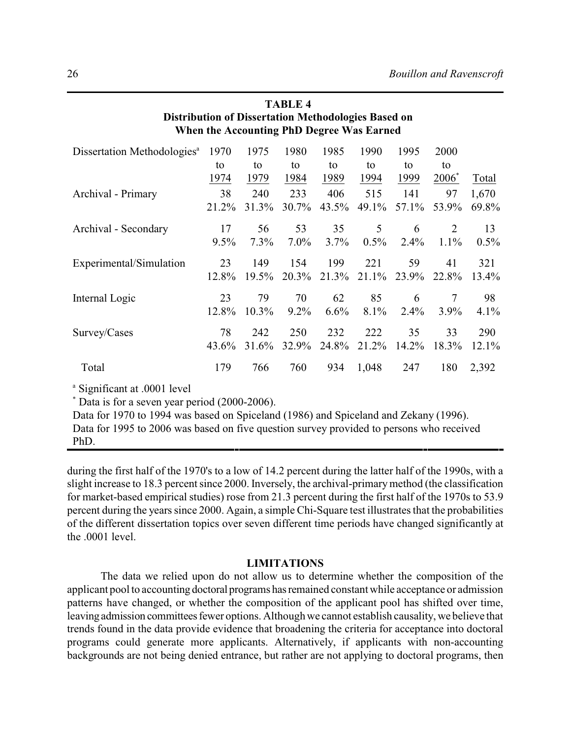**TABLE 4**
**Distribution of Dissertation Methodologies Based on When the Accounting PhD Degree Was Earned**

| Dissertation Methodologies[a] | 1970 to 1974 | 1975 to 1979 | 1980 to 1984 | 1985 to 1989 | 1990 to 1994 | 1995 to 1999 | 2000 to 2006[*] | Total |
|---|---|---|---|---|---|---|---|---|
| Archival - Primary | 38 | 240 | 233 | 406 | 515 | 141 | 97 | 1,670 |
| | 21.2% | 31.3% | 30.7% | 43.5% | 49.1% | 57.1% | 53.9% | 69.8% |
| Archival - Secondary | 17 | 56 | 53 | 35 | 5 | 6 | 2 | 13 |
| | 9.5% | 7.3% | 7.0% | 3.7% | 0.5% | 2.4% | 1.1% | 0.5% |
| Experimental/Simulation | 23 | 149 | 154 | 199 | 221 | 59 | 41 | 321 |
| | 12.8% | 19.5% | 20.3% | 21.3% | 21.1% | 23.9% | 22.8% | 13.4% |
| Internal Logic | 23 | 79 | 70 | 62 | 85 | 6 | 7 | 98 |
| | 12.8% | 10.3% | 9.2% | 6.6% | 8.1% | 2.4% | 3.9% | 4.1% |
| Survey/Cases | 78 | 242 | 250 | 232 | 222 | 35 | 33 | 290 |
| | 43.6% | 31.6% | 32.9% | 24.8% | 21.2% | 14.2% | 18.3% | 12.1% |
| Total | 179 | 766 | 760 | 934 | 1,048 | 247 | 180 | 2,392 |

[a] Significant at .0001 level
[*] Data is for a seven year period (2000-2006).
Data for 1970 to 1994 was based on Spiceland (1986) and Spiceland and Zekany (1996).
Data for 1995 to 2006 was based on five question survey provided to persons who received PhD.

during the first half of the 1970's to a low of 14.2 percent during the latter half of the 1990s, with a slight increase to 18.3 percent since 2000. Inversely, the archival-primary method (the classification for market-based empirical studies) rose from 21.3 percent during the first half of the 1970s to 53.9 percent during the years since 2000. Again, a simple Chi-Square test illustrates that the probabilities of the different dissertation topics over seven different time periods have changed significantly at the .0001 level.

## LIMITATIONS

The data we relied upon do not allow us to determine whether the composition of the applicant pool to accounting doctoral programs has remained constant while acceptance or admission patterns have changed, or whether the composition of the applicant pool has shifted over time, leaving admission committees fewer options. Although we cannot establish causality, we believe that trends found in the data provide evidence that broadening the criteria for acceptance into doctoral programs could generate more applicants. Alternatively, if applicants with non-accounting backgrounds are not being denied entrance, but rather are not applying to doctoral programs, then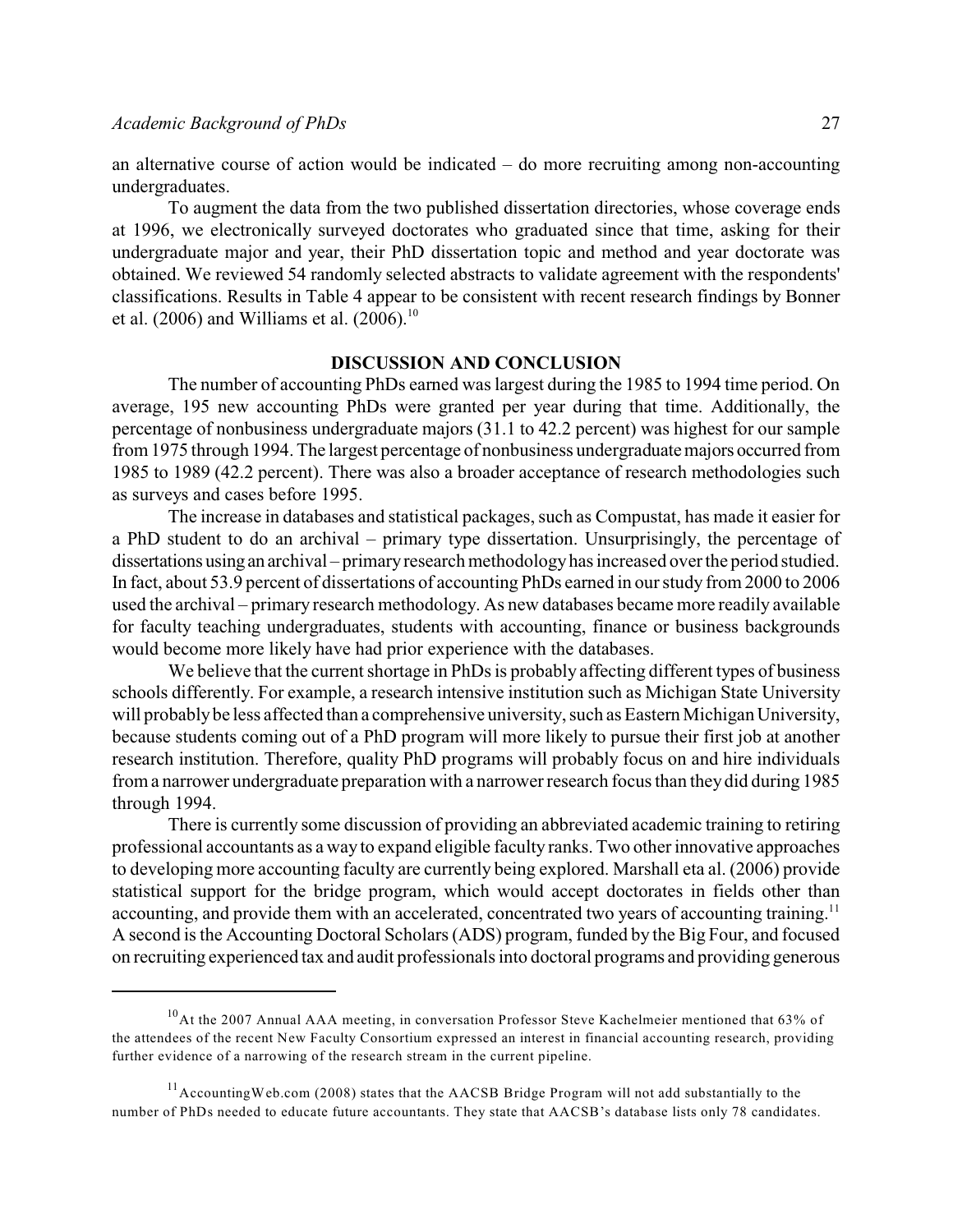an alternative course of action would be indicated – do more recruiting among non-accounting undergraduates.

To augment the data from the two published dissertation directories, whose coverage ends at 1996, we electronically surveyed doctorates who graduated since that time, asking for their undergraduate major and year, their PhD dissertation topic and method and year doctorate was obtained. We reviewed 54 randomly selected abstracts to validate agreement with the respondents' classifications. Results in Table 4 appear to be consistent with recent research findings by Bonner et al. (2006) and Williams et al. (2006).[10]

## DISCUSSION AND CONCLUSION

The number of accounting PhDs earned was largest during the 1985 to 1994 time period. On average, 195 new accounting PhDs were granted per year during that time. Additionally, the percentage of nonbusiness undergraduate majors (31.1 to 42.2 percent) was highest for our sample from 1975 through 1994. The largest percentage of nonbusiness undergraduate majors occurred from 1985 to 1989 (42.2 percent). There was also a broader acceptance of research methodologies such as surveys and cases before 1995.

The increase in databases and statistical packages, such as Compustat, has made it easier for a PhD student to do an archival – primary type dissertation. Unsurprisingly, the percentage of dissertations using an archival – primary research methodology has increased over the period studied. In fact, about 53.9 percent of dissertations of accounting PhDs earned in our study from 2000 to 2006 used the archival – primary research methodology. As new databases became more readily available for faculty teaching undergraduates, students with accounting, finance or business backgrounds would become more likely have had prior experience with the databases.

We believe that the current shortage in PhDs is probably affecting different types of business schools differently. For example, a research intensive institution such as Michigan State University will probably be less affected than a comprehensive university, such as Eastern Michigan University, because students coming out of a PhD program will more likely to pursue their first job at another research institution. Therefore, quality PhD programs will probably focus on and hire individuals from a narrower undergraduate preparation with a narrower research focus than they did during 1985 through 1994.

There is currently some discussion of providing an abbreviated academic training to retiring professional accountants as a way to expand eligible faculty ranks. Two other innovative approaches to developing more accounting faculty are currently being explored. Marshall eta al. (2006) provide statistical support for the bridge program, which would accept doctorates in fields other than accounting, and provide them with an accelerated, concentrated two years of accounting training.[11] A second is the Accounting Doctoral Scholars (ADS) program, funded by the Big Four, and focused on recruiting experienced tax and audit professionals into doctoral programs and providing generous

---

[10] At the 2007 Annual AAA meeting, in conversation Professor Steve Kachelmeier mentioned that 63% of the attendees of the recent New Faculty Consortium expressed an interest in financial accounting research, providing further evidence of a narrowing of the research stream in the current pipeline.

[11] AccountingWeb.com (2008) states that the AACSB Bridge Program will not add substantially to the number of PhDs needed to educate future accountants. They state that AACSB's database lists only 78 candidates.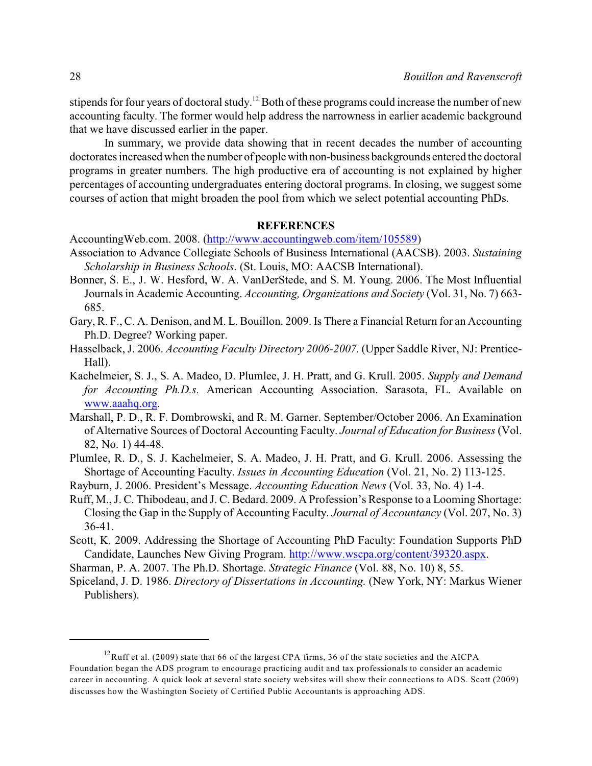stipends for four years of doctoral study.[12] Both of these programs could increase the number of new accounting faculty. The former would help address the narrowness in earlier academic background that we have discussed earlier in the paper.

In summary, we provide data showing that in recent decades the number of accounting doctorates increased when the number of people with non-business backgrounds entered the doctoral programs in greater numbers. The high productive era of accounting is not explained by higher percentages of accounting undergraduates entering doctoral programs. In closing, we suggest some courses of action that might broaden the pool from which we select potential accounting PhDs.

## REFERENCES

AccountingWeb.com. 2008. (http://www.accountingweb.com/item/105589)

Association to Advance Collegiate Schools of Business International (AACSB). 2003. *Sustaining Scholarship in Business Schools*. (St. Louis, MO: AACSB International).

Bonner, S. E., J. W. Hesford, W. A. VanDerStede, and S. M. Young. 2006. The Most Influential Journals in Academic Accounting. *Accounting, Organizations and Society* (Vol. 31, No. 7) 663-685.

Gary, R. F., C. A. Denison, and M. L. Bouillon. 2009. Is There a Financial Return for an Accounting Ph.D. Degree? Working paper.

Hasselback, J. 2006. *Accounting Faculty Directory 2006-2007.* (Upper Saddle River, NJ: Prentice-Hall).

Kachelmeier, S. J., S. A. Madeo, D. Plumlee, J. H. Pratt, and G. Krull. 2005. *Supply and Demand for Accounting Ph.D.s.* American Accounting Association. Sarasota, FL. Available on www.aaahq.org.

Marshall, P. D., R. F. Dombrowski, and R. M. Garner. September/October 2006. An Examination of Alternative Sources of Doctoral Accounting Faculty. *Journal of Education for Business* (Vol. 82, No. 1) 44-48.

Plumlee, R. D., S. J. Kachelmeier, S. A. Madeo, J. H. Pratt, and G. Krull. 2006. Assessing the Shortage of Accounting Faculty. *Issues in Accounting Education* (Vol. 21, No. 2) 113-125.

Rayburn, J. 2006. President's Message. *Accounting Education News* (Vol. 33, No. 4) 1-4.

Ruff, M., J. C. Thibodeau, and J. C. Bedard. 2009. A Profession's Response to a Looming Shortage: Closing the Gap in the Supply of Accounting Faculty. *Journal of Accountancy* (Vol. 207, No. 3) 36-41.

Scott, K. 2009. Addressing the Shortage of Accounting PhD Faculty: Foundation Supports PhD Candidate, Launches New Giving Program. http://www.wscpa.org/content/39320.aspx.

Sharman, P. A. 2007. The Ph.D. Shortage. *Strategic Finance* (Vol. 88, No. 10) 8, 55.

Spiceland, J. D. 1986. *Directory of Dissertations in Accounting.* (New York, NY: Markus Wiener Publishers).

---

[12] Ruff et al. (2009) state that 66 of the largest CPA firms, 36 of the state societies and the AICPA Foundation began the ADS program to encourage practicing audit and tax professionals to consider an academic career in accounting. A quick look at several state society websites will show their connections to ADS. Scott (2009) discusses how the Washington Society of Certified Public Accountants is approaching ADS.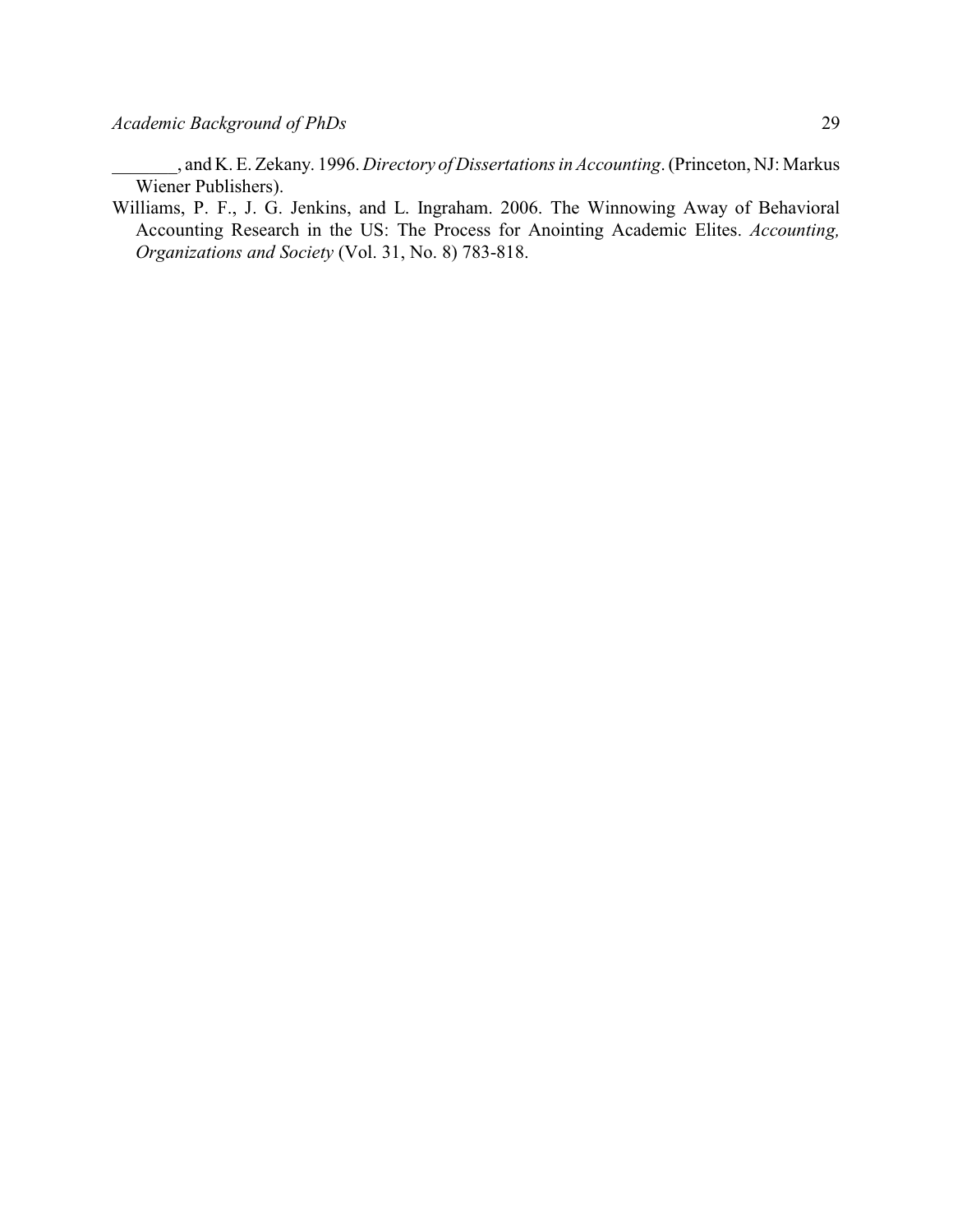_______, and K. E. Zekany. 1996. *Directory of Dissertations in Accounting*. (Princeton, NJ: Markus Wiener Publishers).

Williams, P. F., J. G. Jenkins, and L. Ingraham. 2006. The Winnowing Away of Behavioral Accounting Research in the US: The Process for Anointing Academic Elites. *Accounting, Organizations and Society* (Vol. 31, No. 8) 783-818.